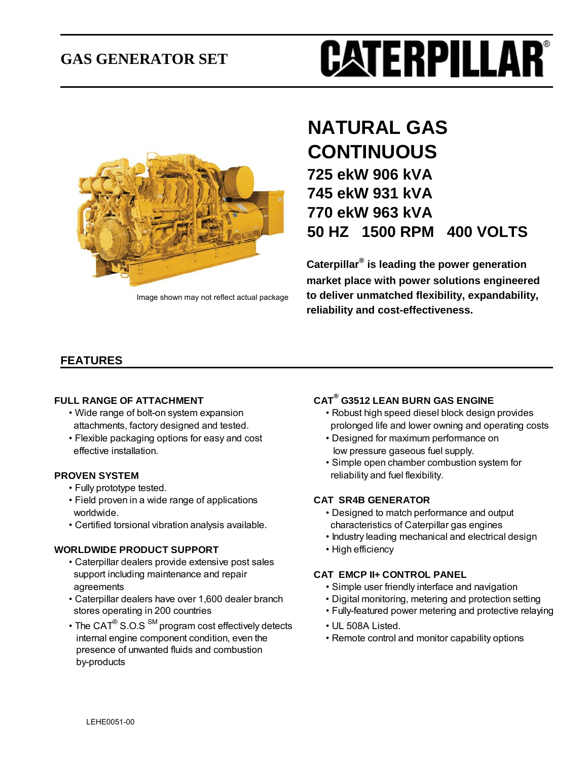# GAS GENERATOR SET

**CATERPILLAR®**

Image shown may not reflect actual package

## NATURAL GAS CONTINUOUS

### 725 ekW 906 kVA
### 745 ekW 931 kVA
### 770 ekW 963 kVA
### 50 HZ 1500 RPM 400 VOLTS

**Caterpillar® is leading the power generation market place with power solutions engineered to deliver unmatched flexibility, expandability, reliability and cost-effectiveness.**

## FEATURES

### FULL RANGE OF ATTACHMENT

- Wide range of bolt-on system expansion attachments, factory designed and tested.
- Flexible packaging options for easy and cost effective installation.

### PROVEN SYSTEM

- Fully prototype tested.
- Field proven in a wide range of applications worldwide.
- Certified torsional vibration analysis available.

### WORLDWIDE PRODUCT SUPPORT

- Caterpillar dealers provide extensive post sales support including maintenance and repair agreements
- Caterpillar dealers have over 1,600 dealer branch stores operating in 200 countries
- The CAT® S.O.S SM program cost effectively detects internal engine component condition, even the presence of unwanted fluids and combustion by-products

### CAT® G3512 LEAN BURN GAS ENGINE

- Robust high speed diesel block design provides prolonged life and lower owning and operating costs
- Designed for maximum performance on low pressure gaseous fuel supply.
- Simple open chamber combustion system for reliability and fuel flexibility.

### CAT SR4B GENERATOR

- Designed to match performance and output characteristics of Caterpillar gas engines
- Industry leading mechanical and electrical design
- High efficiency

### CAT EMCP II+ CONTROL PANEL

- Simple user friendly interface and navigation
- Digital monitoring, metering and protection setting
- Fully-featured power metering and protective relaying
- UL 508A Listed.
- Remote control and monitor capability options

LEHE0051-00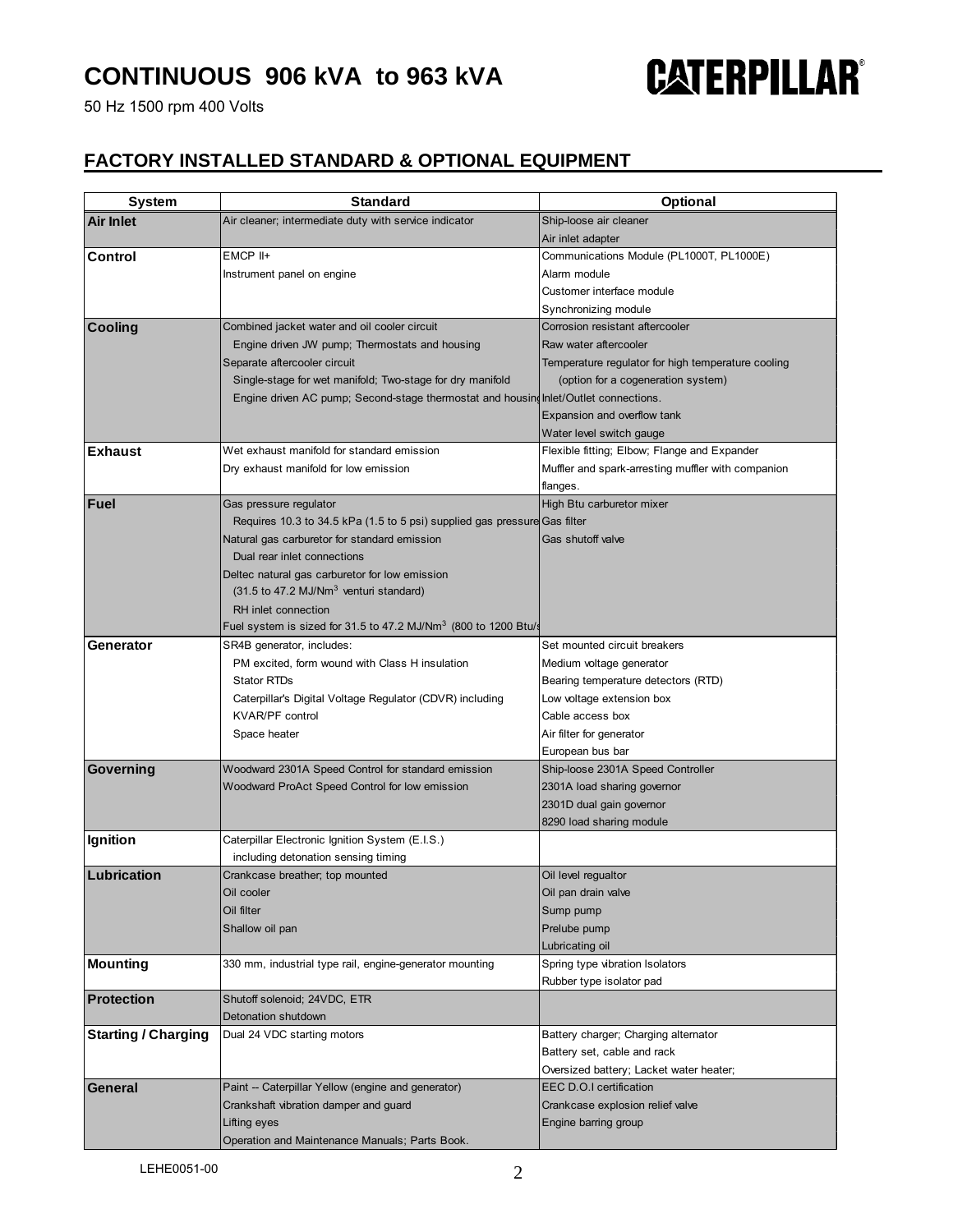# CONTINUOUS 906 kVA to 963 kVA

50 Hz 1500 rpm 400 Volts

## FACTORY INSTALLED STANDARD & OPTIONAL EQUIPMENT

| System | Standard | Optional |
|---|---|---|
| **Air Inlet** | Air cleaner; intermediate duty with service indicator | Ship-loose air cleaner |
| | | Air inlet adapter |
| **Control** | EMCP II+ | Communications Module (PL1000T, PL1000E) |
| | Instrument panel on engine | Alarm module |
| | | Customer interface module |
| | | Synchronizing module |
| **Cooling** | Combined jacket water and oil cooler circuit | Corrosion resistant aftercooler |
| | Engine driven JW pump; Thermostats and housing | Raw water aftercooler |
| | Separate aftercooler circuit | Temperature regulator for high temperature cooling |
| | Single-stage for wet manifold; Two-stage for dry manifold | (option for a cogeneration system) |
| | Engine driven AC pump; Second-stage thermostat and housing | Inlet/Outlet connections. |
| | | Expansion and overflow tank |
| | | Water level switch gauge |
| **Exhaust** | Wet exhaust manifold for standard emission | Flexible fitting; Elbow; Flange and Expander |
| | Dry exhaust manifold for low emission | Muffler and spark-arresting muffler with companion flanges. |
| **Fuel** | Gas pressure regulator | High Btu carburetor mixer |
| | Requires 10.3 to 34.5 kPa (1.5 to 5 psi) supplied gas pressure | Gas filter |
| | Natural gas carburetor for standard emission | Gas shutoff valve |
| | Dual rear inlet connections | |
| | Deltec natural gas carburetor for low emission | |
| | (31.5 to 47.2 MJ/Nm$^3$ venturi standard) | |
| | RH inlet connection | |
| | Fuel system is sized for 31.5 to 47.2 MJ/Nm$^3$ (800 to 1200 Btu/s | |
| **Generator** | SR4B generator, includes: | Set mounted circuit breakers |
| | PM excited, form wound with Class H insulation | Medium voltage generator |
| | Stator RTDs | Bearing temperature detectors (RTD) |
| | Caterpillar's Digital Voltage Regulator (CDVR) including | Low voltage extension box |
| | KVAR/PF control | Cable access box |
| | Space heater | Air filter for generator |
| | | European bus bar |
| **Governing** | Woodward 2301A Speed Control for standard emission | Ship-loose 2301A Speed Controller |
| | Woodward ProAct Speed Control for low emission | 2301A load sharing governor |
| | | 2301D dual gain governor |
| | | 8290 load sharing module |
| **Ignition** | Caterpillar Electronic Ignition System (E.I.S.) | |
| | including detonation sensing timing | |
| **Lubrication** | Crankcase breather; top mounted | Oil level regualtor |
| | Oil cooler | Oil pan drain valve |
| | Oil filter | Sump pump |
| | Shallow oil pan | Prelube pump |
| | | Lubricating oil |
| **Mounting** | 330 mm, industrial type rail, engine-generator mounting | Spring type vibration Isolators |
| | | Rubber type isolator pad |
| **Protection** | Shutoff solenoid; 24VDC, ETR | |
| | Detonation shutdown | |
| **Starting / Charging** | Dual 24 VDC starting motors | Battery charger; Charging alternator |
| | | Battery set, cable and rack |
| | | Oversized battery; Lacket water heater; |
| **General** | Paint -- Caterpillar Yellow (engine and generator) | EEC D.O.I certification |
| | Crankshaft vibration damper and guard | Crankcase explosion relief valve |
| | Lifting eyes | Engine barring group |
| | Operation and Maintenance Manuals; Parts Book. | |

LEHE0051-00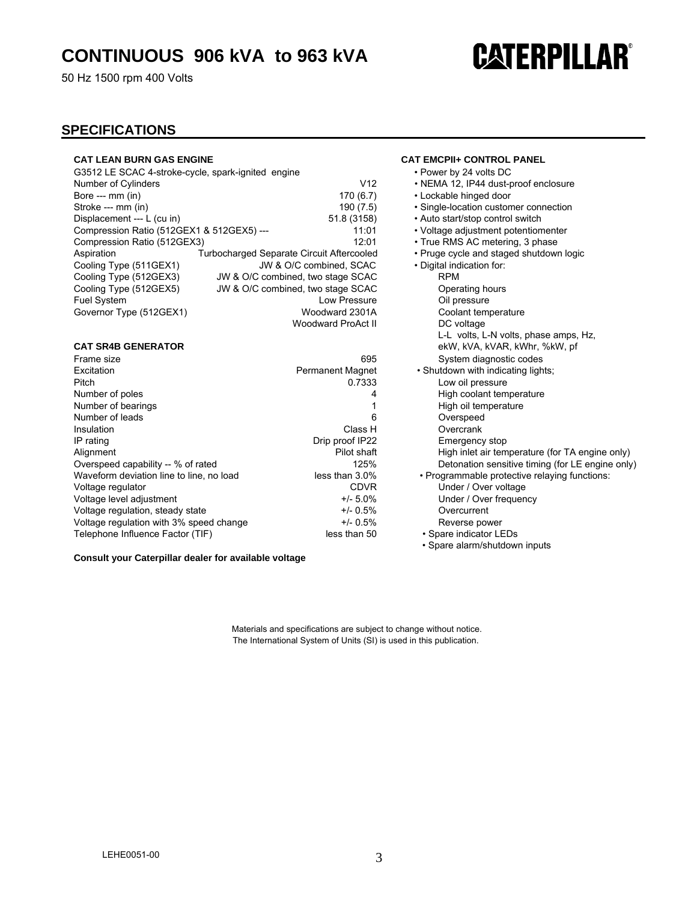# CONTINUOUS 906 kVA to 963 kVA

50 Hz 1500 rpm 400 Volts

## SPECIFICATIONS

### CAT LEAN BURN GAS ENGINE

G3512 LE SCAC 4-stroke-cycle, spark-ignited engine

| | |
|---|---|
| Number of Cylinders | V12 |
| Bore --- mm (in) | 170 (6.7) |
| Stroke --- mm (in) | 190 (7.5) |
| Displacement --- L (cu in) | 51.8 (3158) |
| Compression Ratio (512GEX1 & 512GEX5) --- | 11:01 |
| Compression Ratio (512GEX3) | 12:01 |
| Aspiration | Turbocharged Separate Circuit Aftercooled |
| Cooling Type (511GEX1) | JW & O/C combined, SCAC |
| Cooling Type (512GEX3) | JW & O/C combined, two stage SCAC |
| Cooling Type (512GEX5) | JW & O/C combined, two stage SCAC |
| Fuel System | Low Pressure |
| Governor Type (512GEX1) | Woodward 2301A |
| | Woodward ProAct II |

### CAT SR4B GENERATOR

| | |
|---|---|
| Frame size | 695 |
| Excitation | Permanent Magnet |
| Pitch | 0.7333 |
| Number of poles | 4 |
| Number of bearings | 1 |
| Number of leads | 6 |
| Insulation | Class H |
| IP rating | Drip proof IP22 |
| Alignment | Pilot shaft |
| Overspeed capability -- % of rated | 125% |
| Waveform deviation line to line, no load | less than 3.0% |
| Voltage regulator | CDVR |
| Voltage level adjustment | +/- 5.0% |
| Voltage regulation, steady state | +/- 0.5% |
| Voltage regulation with 3% speed change | +/- 0.5% |
| Telephone Influence Factor (TIF) | less than 50 |

**Consult your Caterpillar dealer for available voltage**

### CAT EMCPII+ CONTROL PANEL

- Power by 24 volts DC
- NEMA 12, IP44 dust-proof enclosure
- Lockable hinged door
- Single-location customer connection
- Auto start/stop control switch
- Voltage adjustment potentiomenter
- True RMS AC metering, 3 phase
- Pruge cycle and staged shutdown logic
- Digital indication for:
  - RPM
  - Operating hours
  - Oil pressure
  - Coolant temperature
  - DC voltage
  - L-L volts, L-N volts, phase amps, Hz, ekW, kVA, kVAR, kWhr, %kW, pf
  - System diagnostic codes
- Shutdown with indicating lights;
  - Low oil pressure
  - High coolant temperature
  - High oil temperature
  - Overspeed
  - Overcrank
  - Emergency stop
  - High inlet air temperature (for TA engine only)
  - Detonation sensitive timing (for LE engine only)
- Programmable protective relaying functions:
  - Under / Over voltage
  - Under / Over frequency
  - Overcurrent
  - Reverse power
- Spare indicator LEDs
- Spare alarm/shutdown inputs

Materials and specifications are subject to change without notice.
The International System of Units (SI) is used in this publication.

LEHE0051-00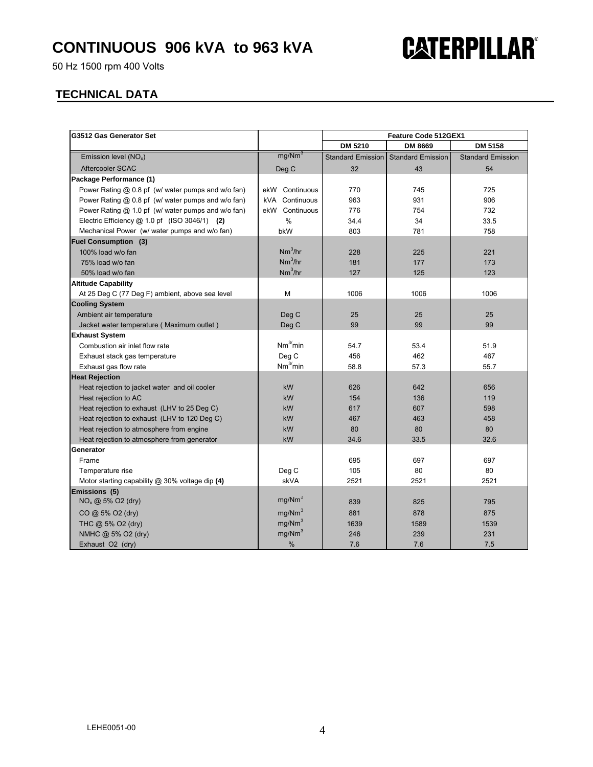// CONTINUOUS 906 kVA to 963 kVA

50 Hz 1500 rpm 400 Volts

CATERPILLAR®

## TECHNICAL DATA

| G3512 Gas Generator Set | | Feature Code 512GEX1 | | |
|---|---|---|---|---|
| | | DM 5210 | DM 8669 | DM 5158 |
| Emission level ($NO_x$) | mg/Nm³ | Standard Emission | Standard Emission | Standard Emission |
| Aftercooler SCAC | Deg C | 32 | 43 | 54 |
| **Package Performance (1)** | | | | |
| Power Rating @ 0.8 pf (w/ water pumps and w/o fan) | ekW Continuous | 770 | 745 | 725 |
| Power Rating @ 0.8 pf (w/ water pumps and w/o fan) | kVA Continuous | 963 | 931 | 906 |
| Power Rating @ 1.0 pf (w/ water pumps and w/o fan) | ekW Continuous | 776 | 754 | 732 |
| Electric Efficiency @ 1.0 pf (ISO 3046/1) **(2)** | % | 34.4 | 34 | 33.5 |
| Mechanical Power (w/ water pumps and w/o fan) | bkW | 803 | 781 | 758 |
| **Fuel Consumption (3)** | | | | |
| 100% load w/o fan | Nm³/hr | 228 | 225 | 221 |
| 75% load w/o fan | Nm³/hr | 181 | 177 | 173 |
| 50% load w/o fan | Nm³/hr | 127 | 125 | 123 |
| **Altitude Capability** | | | | |
| At 25 Deg C (77 Deg F) ambient, above sea level | M | 1006 | 1006 | 1006 |
| **Cooling System** | | | | |
| Ambient air temperature | Deg C | 25 | 25 | 25 |
| Jacket water temperature ( Maximum outlet ) | Deg C | 99 | 99 | 99 |
| **Exhaust System** | | | | |
| Combustion air inlet flow rate | Nm³/min | 54.7 | 53.4 | 51.9 |
| Exhaust stack gas temperature | Deg C | 456 | 462 | 467 |
| Exhaust gas flow rate | Nm³/min | 58.8 | 57.3 | 55.7 |
| **Heat Rejection** | | | | |
| Heat rejection to jacket water and oil cooler | kW | 626 | 642 | 656 |
| Heat rejection to AC | kW | 154 | 136 | 119 |
| Heat rejection to exhaust (LHV to 25 Deg C) | kW | 617 | 607 | 598 |
| Heat rejection to exhaust (LHV to 120 Deg C) | kW | 467 | 463 | 458 |
| Heat rejection to atmosphere from engine | kW | 80 | 80 | 80 |
| Heat rejection to atmosphere from generator | kW | 34.6 | 33.5 | 32.6 |
| **Generator** | | | | |
| Frame | | 695 | 697 | 697 |
| Temperature rise | Deg C | 105 | 80 | 80 |
| Motor starting capability @ 30% voltage dip **(4)** | skVA | 2521 | 2521 | 2521 |
| **Emissions (5)** | | | | |
| $NO_x$ @ 5% O2 (dry) | mg/Nm³ | 839 | 825 | 795 |
| CO @ 5% O2 (dry) | mg/Nm³ | 881 | 878 | 875 |
| THC @ 5% O2 (dry) | mg/Nm³ | 1639 | 1589 | 1539 |
| NMHC @ 5% O2 (dry) | mg/Nm³ | 246 | 239 | 231 |
| Exhaust O2 (dry) | % | 7.6 | 7.6 | 7.5 |

LEHE0051-00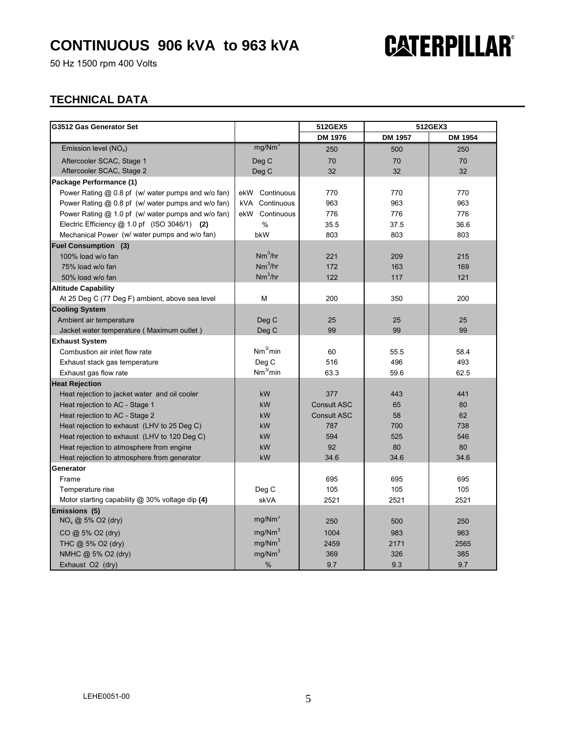# CONTINUOUS 906 kVA to 963 kVA

50 Hz 1500 rpm 400 Volts

CATERPILLAR®

## TECHNICAL DATA

| G3512 Gas Generator Set | | 512GEX5 | 512GEX3 | |
|---|---|---|---|---|
| | | DM 1976 | DM 1957 | DM 1954 |
| Emission level ($NO_x$) | mg/Nm³ | 250 | 500 | 250 |
| Aftercooler SCAC, Stage 1 | Deg C | 70 | 70 | 70 |
| Aftercooler SCAC, Stage 2 | Deg C | 32 | 32 | 32 |
| **Package Performance (1)** | | | | |
| Power Rating @ 0.8 pf (w/ water pumps and w/o fan) | ekW Continuous | 770 | 770 | 770 |
| Power Rating @ 0.8 pf (w/ water pumps and w/o fan) | kVA Continuous | 963 | 963 | 963 |
| Power Rating @ 1.0 pf (w/ water pumps and w/o fan) | ekW Continuous | 776 | 776 | 776 |
| Electric Efficiency @ 1.0 pf (ISO 3046/1) **(2)** | % | 35.5 | 37.5 | 36.6 |
| Mechanical Power (w/ water pumps and w/o fan) | bkW | 803 | 803 | 803 |
| **Fuel Consumption (3)** | | | | |
| 100% load w/o fan | Nm³/hr | 221 | 209 | 215 |
| 75% load w/o fan | Nm³/hr | 172 | 163 | 169 |
| 50% load w/o fan | Nm³/hr | 122 | 117 | 121 |
| **Altitude Capability** | | | | |
| At 25 Deg C (77 Deg F) ambient, above sea level | M | 200 | 350 | 200 |
| **Cooling System** | | | | |
| Ambient air temperature | Deg C | 25 | 25 | 25 |
| Jacket water temperature ( Maximum outlet ) | Deg C | 99 | 99 | 99 |
| **Exhaust System** | | | | |
| Combustion air inlet flow rate | Nm³/min | 60 | 55.5 | 58.4 |
| Exhaust stack gas temperature | Deg C | 516 | 496 | 493 |
| Exhaust gas flow rate | Nm³/min | 63.3 | 59.6 | 62.5 |
| **Heat Rejection** | | | | |
| Heat rejection to jacket water and oil cooler | kW | 377 | 443 | 441 |
| Heat rejection to AC - Stage 1 | kW | Consult ASC | 65 | 80 |
| Heat rejection to AC - Stage 2 | kW | Consult ASC | 58 | 62 |
| Heat rejection to exhaust (LHV to 25 Deg C) | kW | 787 | 700 | 738 |
| Heat rejection to exhaust (LHV to 120 Deg C) | kW | 594 | 525 | 546 |
| Heat rejection to atmosphere from engine | kW | 92 | 80 | 80 |
| Heat rejection to atmosphere from generator | kW | 34.6 | 34.6 | 34.6 |
| **Generator** | | | | |
| Frame | | 695 | 695 | 695 |
| Temperature rise | Deg C | 105 | 105 | 105 |
| Motor starting capability @ 30% voltage dip **(4)** | skVA | 2521 | 2521 | 2521 |
| **Emissions (5)** | | | | |
| $NO_x$ @ 5% O2 (dry) | mg/Nm³ | 250 | 500 | 250 |
| CO @ 5% O2 (dry) | mg/Nm³ | 1004 | 983 | 963 |
| THC @ 5% O2 (dry) | mg/Nm³ | 2459 | 2171 | 2565 |
| NMHC @ 5% O2 (dry) | mg/Nm³ | 369 | 326 | 385 |
| Exhaust O2 (dry) | % | 9.7 | 9.3 | 9.7 |

LEHE0051-00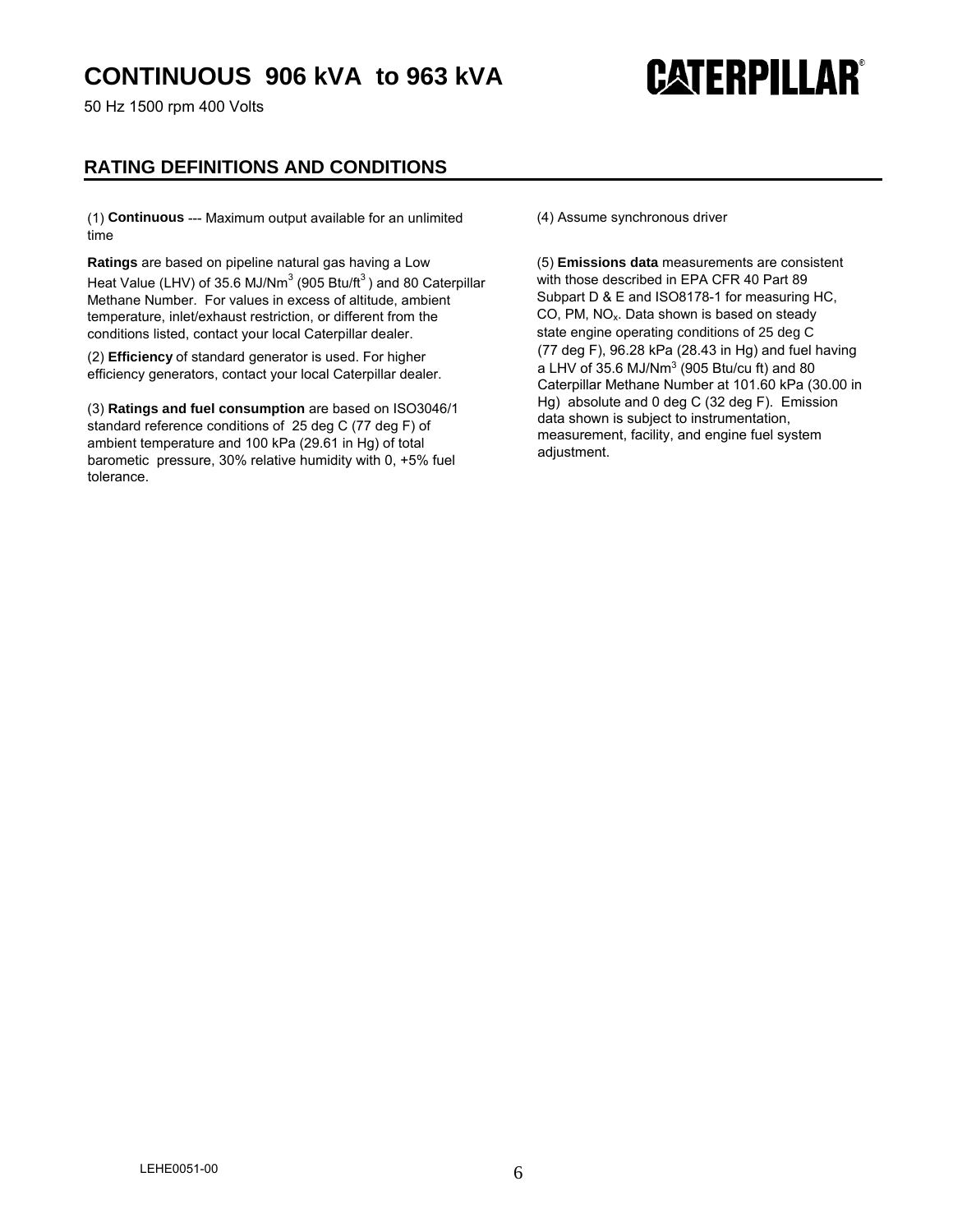# CONTINUOUS 906 kVA to 963 kVA

50 Hz 1500 rpm 400 Volts

## RATING DEFINITIONS AND CONDITIONS

(1) **Continuous** --- Maximum output available for an unlimited time

**Ratings** are based on pipeline natural gas having a Low Heat Value (LHV) of 35.6 MJ/Nm$^3$ (905 Btu/ft$^3$) and 80 Caterpillar Methane Number. For values in excess of altitude, ambient temperature, inlet/exhaust restriction, or different from the conditions listed, contact your local Caterpillar dealer.

(2) **Efficiency** of standard generator is used. For higher efficiency generators, contact your local Caterpillar dealer.

(3) **Ratings and fuel consumption** are based on ISO3046/1 standard reference conditions of 25 deg C (77 deg F) of ambient temperature and 100 kPa (29.61 in Hg) of total barometic pressure, 30% relative humidity with 0, +5% fuel tolerance.

(4) Assume synchronous driver

(5) **Emissions data** measurements are consistent with those described in EPA CFR 40 Part 89 Subpart D & E and ISO8178-1 for measuring HC, CO, PM, $NO_x$. Data shown is based on steady state engine operating conditions of 25 deg C (77 deg F), 96.28 kPa (28.43 in Hg) and fuel having a LHV of 35.6 MJ/Nm$^3$ (905 Btu/cu ft) and 80 Caterpillar Methane Number at 101.60 kPa (30.00 in Hg) absolute and 0 deg C (32 deg F). Emission data shown is subject to instrumentation, measurement, facility, and engine fuel system adjustment.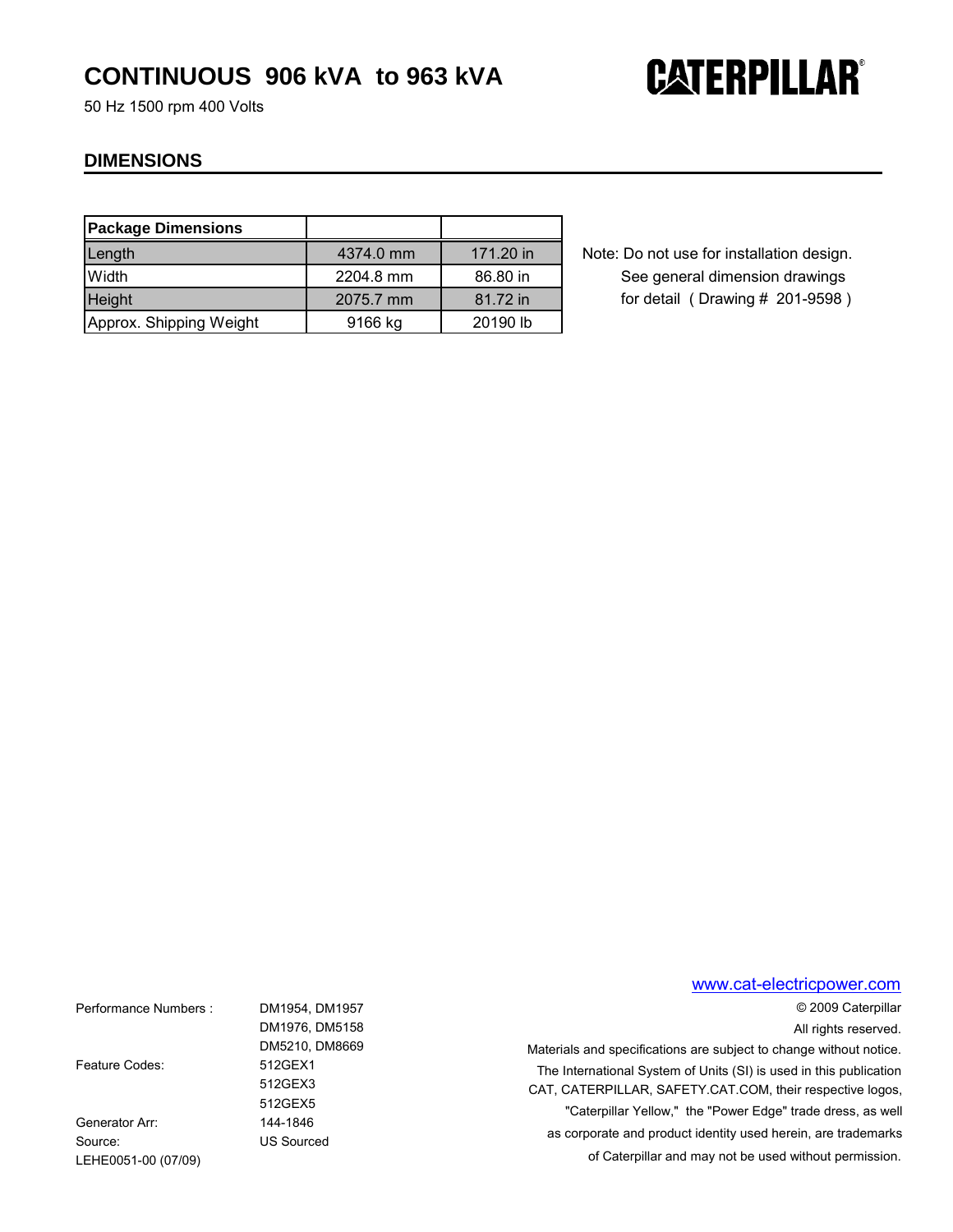# CONTINUOUS 906 kVA to 963 kVA

50 Hz 1500 rpm 400 Volts

CATERPILLAR®

## DIMENSIONS

| Package Dimensions | | |
|---|---|---|
| Length | 4374.0 mm | 171.20 in |
| Width | 2204.8 mm | 86.80 in |
| Height | 2075.7 mm | 81.72 in |
| Approx. Shipping Weight | 9166 kg | 20190 lb |

Note: Do not use for installation design.
See general dimension drawings
for detail ( Drawing # 201-9598 )

| | |
|---|---|
| Performance Numbers : | DM1954, DM1957 |
| | DM1976, DM5158 |
| | DM5210, DM8669 |
| Feature Codes: | 512GEX1 |
| | 512GEX3 |
| | 512GEX5 |
| Generator Arr: | 144-1846 |
| Source: | US Sourced |

LEHE0051-00 (07/09)

www.cat-electricpower.com

© 2009 Caterpillar
All rights reserved.
Materials and specifications are subject to change without notice.
The International System of Units (SI) is used in this publication
CAT, CATERPILLAR, SAFETY.CAT.COM, their respective logos,
"Caterpillar Yellow," the "Power Edge" trade dress, as well
as corporate and product identity used herein, are trademarks
of Caterpillar and may not be used without permission.